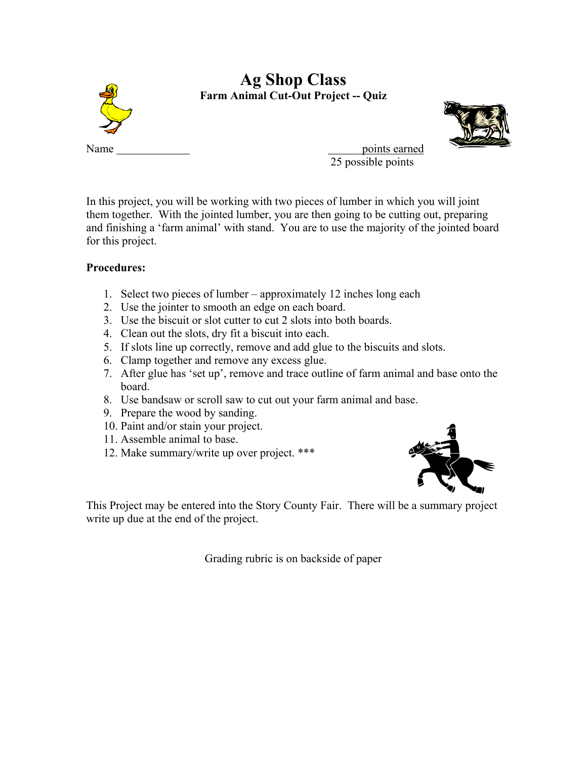# Ag Shop Class

## Farm Animal Cut-Out Project -- Quiz

Name _____________ ______ points earned

25 possible points

In this project, you will be working with two pieces of lumber in which you will joint them together. With the jointed lumber, you are then going to be cutting out, preparing and finishing a 'farm animal' with stand. You are to use the majority of the jointed board for this project.

**Procedures:**

1. Select two pieces of lumber – approximately 12 inches long each
2. Use the jointer to smooth an edge on each board.
3. Use the biscuit or slot cutter to cut 2 slots into both boards.
4. Clean out the slots, dry fit a biscuit into each.
5. If slots line up correctly, remove and add glue to the biscuits and slots.
6. Clamp together and remove any excess glue.
7. After glue has 'set up', remove and trace outline of farm animal and base onto the board.
8. Use bandsaw or scroll saw to cut out your farm animal and base.
9. Prepare the wood by sanding.
10. Paint and/or stain your project.
11. Assemble animal to base.
12. Make summary/write up over project. ***

This Project may be entered into the Story County Fair. There will be a summary project write up due at the end of the project.

Grading rubric is on backside of paper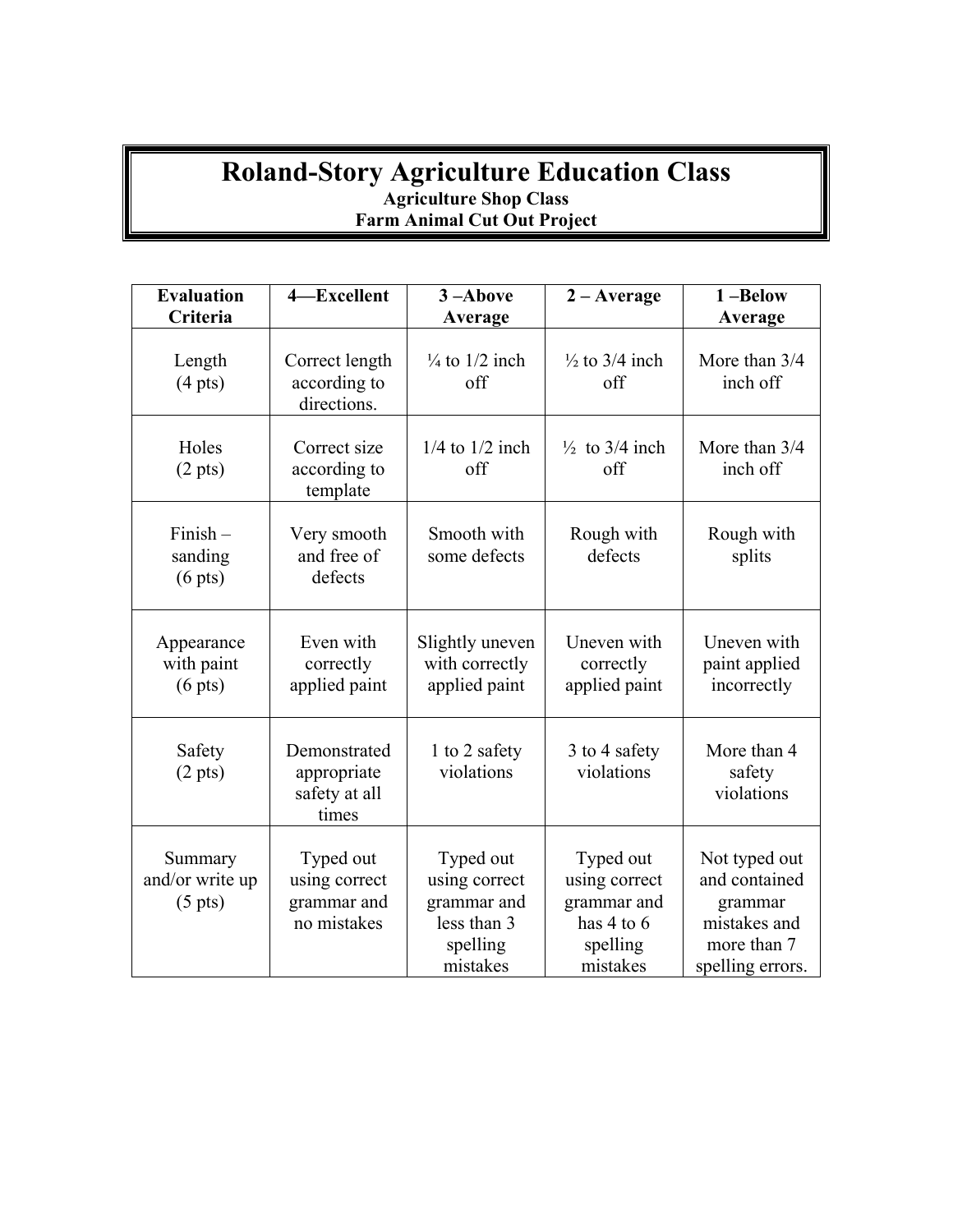# Roland-Story Agriculture Education Class

**Agriculture Shop Class**
**Farm Animal Cut Out Project**

| **Evaluation Criteria** | **4—Excellent** | **3 –Above Average** | **2 – Average** | **1 –Below Average** |
|---|---|---|---|---|
| Length (4 pts) | Correct length according to directions. | ¼ to 1/2 inch off | ½ to 3/4 inch off | More than 3/4 inch off |
| Holes (2 pts) | Correct size according to template | 1/4 to 1/2 inch off | ½ to 3/4 inch off | More than 3/4 inch off |
| Finish – sanding (6 pts) | Very smooth and free of defects | Smooth with some defects | Rough with defects | Rough with splits |
| Appearance with paint (6 pts) | Even with correctly applied paint | Slightly uneven with correctly applied paint | Uneven with correctly applied paint | Uneven with paint applied incorrectly |
| Safety (2 pts) | Demonstrated appropriate safety at all times | 1 to 2 safety violations | 3 to 4 safety violations | More than 4 safety violations |
| Summary and/or write up (5 pts) | Typed out using correct grammar and no mistakes | Typed out using correct grammar and less than 3 spelling mistakes | Typed out using correct grammar and has 4 to 6 spelling mistakes | Not typed out and contained grammar mistakes and more than 7 spelling errors. |